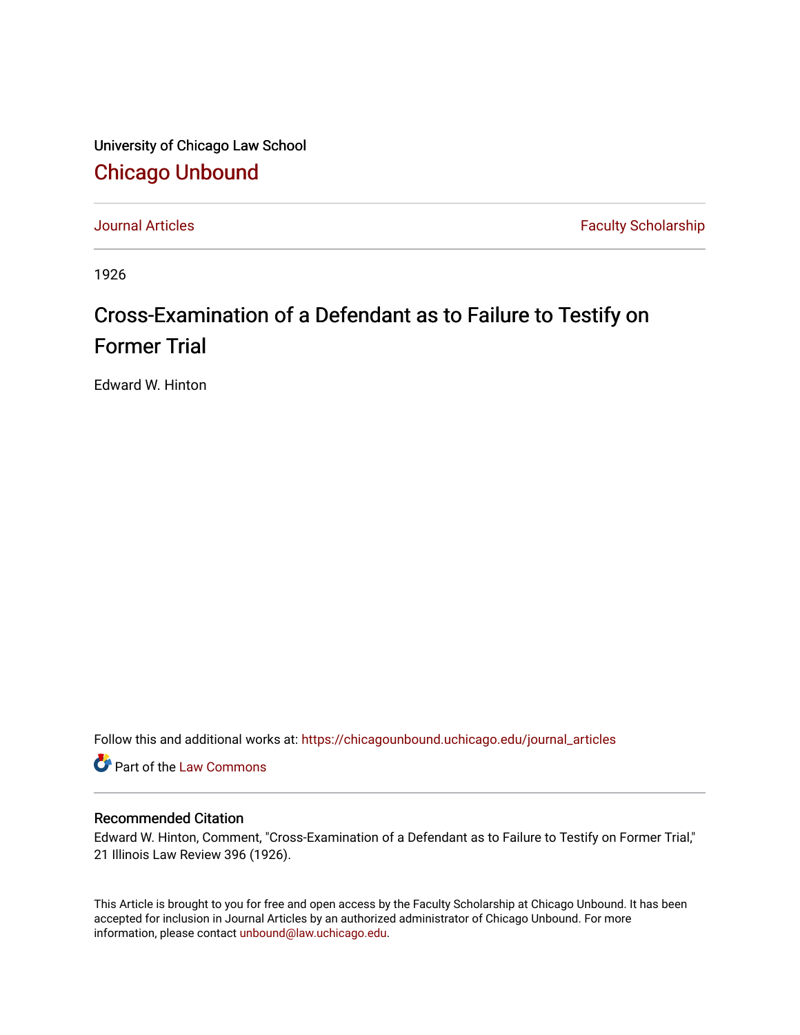University of Chicago Law School

## Chicago Unbound

Journal Articles | Faculty Scholarship

1926

# Cross-Examination of a Defendant as to Failure to Testify on Former Trial

Edward W. Hinton

Follow this and additional works at: https://chicagounbound.uchicago.edu/journal_articles

Part of the Law Commons

### Recommended Citation

Edward W. Hinton, Comment, "Cross-Examination of a Defendant as to Failure to Testify on Former Trial," 21 Illinois Law Review 396 (1926).

This Article is brought to you for free and open access by the Faculty Scholarship at Chicago Unbound. It has been accepted for inclusion in Journal Articles by an authorized administrator of Chicago Unbound. For more information, please contact unbound@law.uchicago.edu.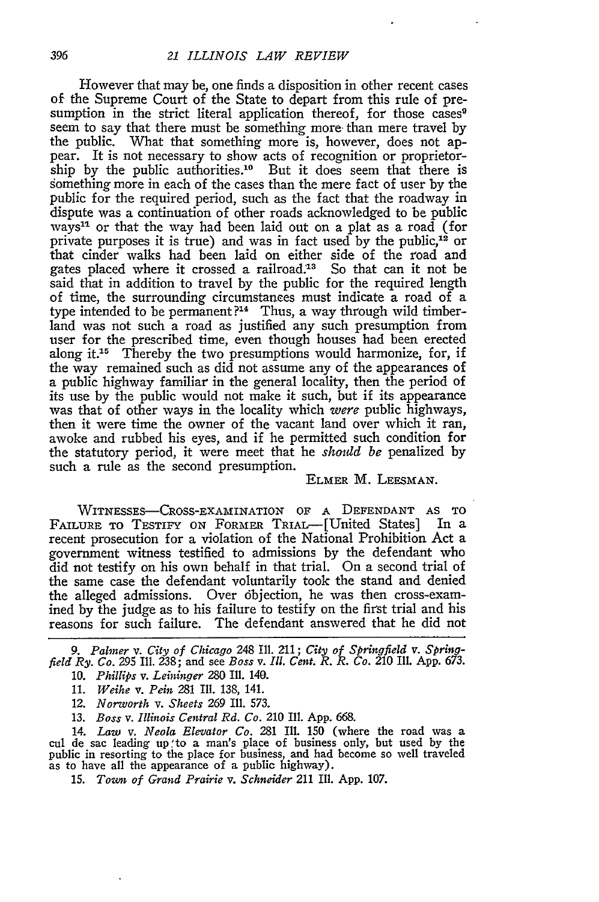However that may be, one finds a disposition in other recent cases of the Supreme Court of the State to depart from this rule of presumption in the strict literal application thereof, for those cases[9] seem to say that there must be something more than mere travel by the public. What that something more is, however, does not appear. It is not necessary to show acts of recognition or proprietorship by the public authorities.[10] But it does seem that there is something more in each of the cases than the mere fact of user by the public for the required period, such as the fact that the roadway in dispute was a continuation of other roads acknowledged to be public ways[11] or that the way had been laid out on a plat as a road (for private purposes it is true) and was in fact used by the public,[12] or that cinder walks had been laid on either side of the road and gates placed where it crossed a railroad.[13] So that can it not be said that in addition to travel by the public for the required length of time, the surrounding circumstances must indicate a road of a type intended to be permanent?[14] Thus, a way through wild timberland was not such a road as justified any such presumption from user for the prescribed time, even though houses had been erected along it.[15] Thereby the two presumptions would harmonize, for, if the way remained such as did not assume any of the appearances of a public highway familiar in the general locality, then the period of its use by the public would not make it such, but if its appearance was that of other ways in the locality which *were* public highways, then it were time the owner of the vacant land over which it ran, awoke and rubbed his eyes, and if he permitted such condition for the statutory period, it were meet that he *should be* penalized by such a rule as the second presumption.

ELMER M. LEESMAN.

WITNESSES—CROSS-EXAMINATION OF A DEFENDANT AS TO FAILURE TO TESTIFY ON FORMER TRIAL—[United States] In a recent prosecution for a violation of the National Prohibition Act a government witness testified to admissions by the defendant who did not testify on his own behalf in that trial. On a second trial of the same case the defendant voluntarily took the stand and denied the alleged admissions. Over objection, he was then cross-examined by the judge as to his failure to testify on the first trial and his reasons for such failure. The defendant answered that he did not

---

9. *Palmer* v. *City of Chicago* 248 Ill. 211; *City of Springfield* v. *Springfield Ry. Co.* 295 Ill. 238; and see *Boss* v. *Ill. Cent. R. R. Co.* 210 Ill. App. 673.

10. *Phillips* v. *Leininger* 280 Ill. 149.

11. *Weihe* v. *Pein* 281 Ill. 138, 141.

12. *Norworth* v. *Sheets* 269 Ill. 573.

13. *Boss* v. *Illinois Central Rd. Co.* 210 Ill. App. 668.

14. *Law* v. *Neola Elevator Co.* 281 Ill. 150 (where the road was a cul de sac leading up to a man's place of business only, but used by the public in resorting to the place for business, and had become so well traveled as to have all the appearance of a public highway).

15. *Town of Grand Prairie* v. *Schneider* 211 Ill. App. 107.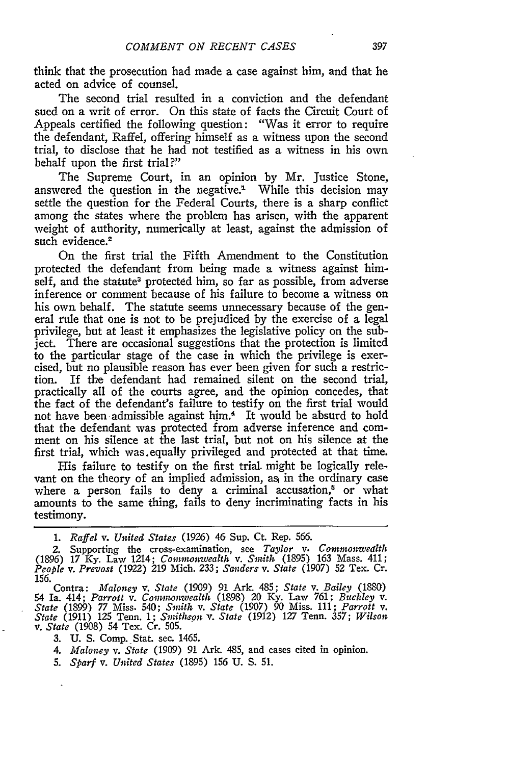think that the prosecution had made a case against him, and that he acted on advice of counsel.

The second trial resulted in a conviction and the defendant sued on a writ of error. On this state of facts the Circuit Court of Appeals certified the following question: "Was it error to require the defendant, Raffel, offering himself as a witness upon the second trial, to disclose that he had not testified as a witness in his own behalf upon the first trial?"

The Supreme Court, in an opinion by Mr. Justice Stone, answered the question in the negative.[1] While this decision may settle the question for the Federal Courts, there is a sharp conflict among the states where the problem has arisen, with the apparent weight of authority, numerically at least, against the admission of such evidence.[2]

On the first trial the Fifth Amendment to the Constitution protected the defendant from being made a witness against himself, and the statute[3] protected him, so far as possible, from adverse inference or comment because of his failure to become a witness on his own behalf. The statute seems unnecessary because of the general rule that one is not to be prejudiced by the exercise of a legal privilege, but at least it emphasizes the legislative policy on the subject. There are occasional suggestions that the protection is limited to the particular stage of the case in which the privilege is exercised, but no plausible reason has ever been given for such a restriction. If the defendant had remained silent on the second trial, practically all of the courts agree, and the opinion concedes, that the fact of the defendant's failure to testify on the first trial would not have been admissible against him.[4] It would be absurd to hold that the defendant was protected from adverse inference and comment on his silence at the last trial, but not on his silence at the first trial, which was equally privileged and protected at that time.

His failure to testify on the first trial might be logically relevant on the theory of an implied admission, as in the ordinary case where a person fails to deny a criminal accusation,[5] or what amounts to the same thing, fails to deny incriminating facts in his testimony.

---

1. *Raffel* v. *United States* (1926) 46 Sup. Ct. Rep. 566.

2. Supporting the cross-examination, see *Taylor* v. *Commonwealth* (1896) 17 Ky. Law 1214; *Commonwealth* v. *Smith* (1895) 163 Mass. 411; *People* v. *Prevost* (1922) 219 Mich. 233; *Sanders* v. *State* (1907) 52 Tex. Cr. 156.

Contra: *Maloney* v. *State* (1909) 91 Ark. 485; *State* v. *Bailey* (1880) 54 Ia. 414; *Parrott* v. *Commonwealth* (1898) 20 Ky. Law 761; *Buckley* v. *State* (1899) 77 Miss. 540; *Smith* v. *State* (1907) 90 Miss. 111; *Parrott* v. *State* (1911) 125 Tenn. 1; *Smithson* v. *State* (1912) 127 Tenn. 357; *Wilson* v. *State* (1908) 54 Tex. Cr. 505.

3. U. S. Comp. Stat. sec. 1465.

4. *Maloney* v. *State* (1909) 91 Ark. 485, and cases cited in opinion.

5. *Sparf* v. *United States* (1895) 156 U. S. 51.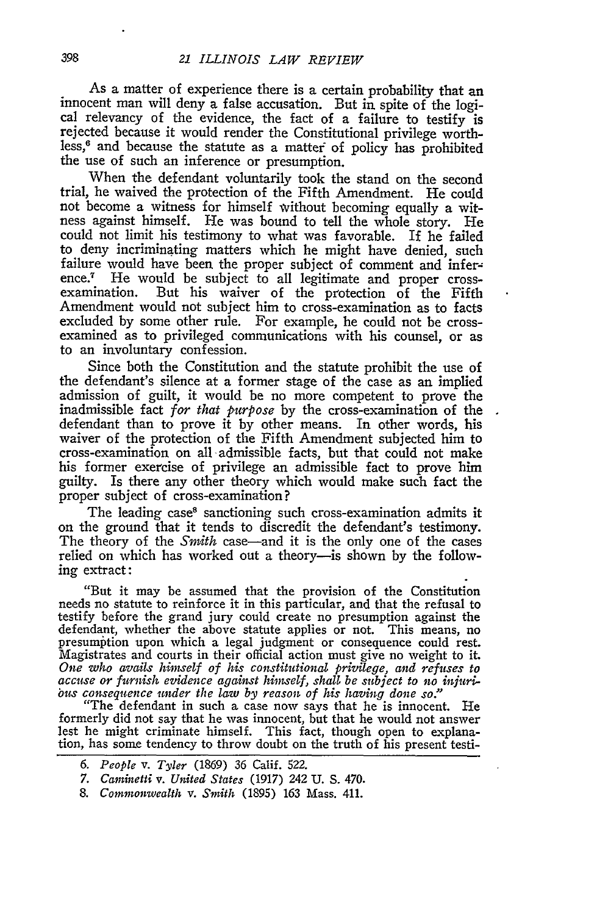As a matter of experience there is a certain probability that an innocent man will deny a false accusation. But in spite of the logical relevancy of the evidence, the fact of a failure to testify is rejected because it would render the Constitutional privilege worthless,[6] and because the statute as a matter of policy has prohibited the use of such an inference or presumption.

When the defendant voluntarily took the stand on the second trial, he waived the protection of the Fifth Amendment. He could not become a witness for himself without becoming equally a witness against himself. He was bound to tell the whole story. He could not limit his testimony to what was favorable. If he failed to deny incriminating matters which he might have denied, such failure would have been the proper subject of comment and inference.[7] He would be subject to all legitimate and proper cross-examination. But his waiver of the protection of the Fifth Amendment would not subject him to cross-examination as to facts excluded by some other rule. For example, he could not be cross-examined as to privileged communications with his counsel, or as to an involuntary confession.

Since both the Constitution and the statute prohibit the use of the defendant's silence at a former stage of the case as an implied admission of guilt, it would be no more competent to prove the inadmissible fact *for that purpose* by the cross-examination of the defendant than to prove it by other means. In other words, his waiver of the protection of the Fifth Amendment subjected him to cross-examination on all admissible facts, but that could not make his former exercise of privilege an admissible fact to prove him guilty. Is there any other theory which would make such fact the proper subject of cross-examination?

The leading case[8] sanctioning such cross-examination admits it on the ground that it tends to discredit the defendant's testimony. The theory of the *Smith* case—and it is the only one of the cases relied on which has worked out a theory—is shown by the following extract:

"But it may be assumed that the provision of the Constitution needs no statute to reinforce it in this particular, and that the refusal to testify before the grand jury could create no presumption against the defendant, whether the above statute applies or not. This means, no presumption upon which a legal judgment or consequence could rest. Magistrates and courts in their official action must give no weight to it. *One who avails himself of his constitutional privilege, and refuses to accuse or furnish evidence against himself, shall be subject to no injurious consequence under the law by reason of his having done so.*"

"The defendant in such a case now says that he is innocent. He formerly did not say that he was innocent, but that he would not answer lest he might criminate himself. This fact, though open to explanation, has some tendency to throw doubt on the truth of his present testi-

---

6. *People* v. *Tyler* (1869) 36 Calif. 522.

7. *Caminetti* v. *United States* (1917) 242 U. S. 470.

8. *Commonwealth* v. *Smith* (1895) 163 Mass. 411.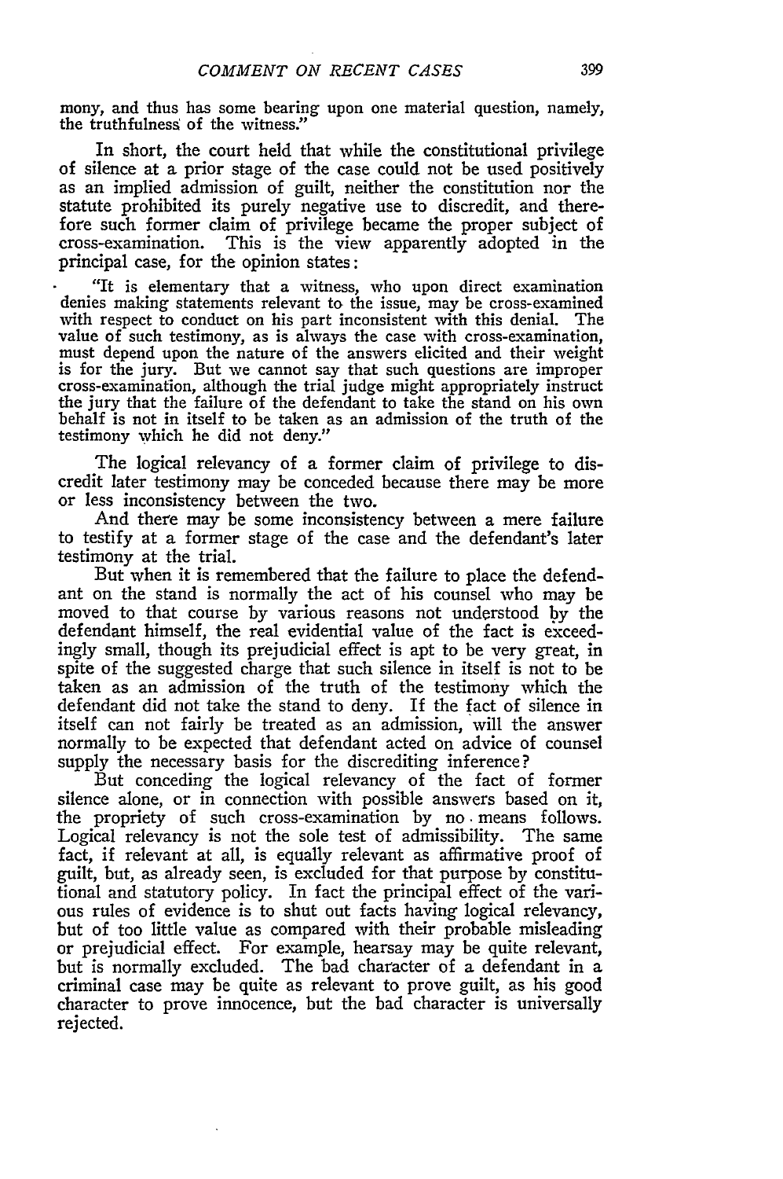mony, and thus has some bearing upon one material question, namely, the truthfulness of the witness."

In short, the court held that while the constitutional privilege of silence at a prior stage of the case could not be used positively as an implied admission of guilt, neither the constitution nor the statute prohibited its purely negative use to discredit, and therefore such former claim of privilege became the proper subject of cross-examination. This is the view apparently adopted in the principal case, for the opinion states:

> "It is elementary that a witness, who upon direct examination denies making statements relevant to the issue, may be cross-examined with respect to conduct on his part inconsistent with this denial. The value of such testimony, as is always the case with cross-examination, must depend upon the nature of the answers elicited and their weight is for the jury. But we cannot say that such questions are improper cross-examination, although the trial judge might appropriately instruct the jury that the failure of the defendant to take the stand on his own behalf is not in itself to be taken as an admission of the truth of the testimony which he did not deny."

The logical relevancy of a former claim of privilege to discredit later testimony may be conceded because there may be more or less inconsistency between the two.

And there may be some inconsistency between a mere failure to testify at a former stage of the case and the defendant's later testimony at the trial.

But when it is remembered that the failure to place the defendant on the stand is normally the act of his counsel who may be moved to that course by various reasons not understood by the defendant himself, the real evidential value of the fact is exceedingly small, though its prejudicial effect is apt to be very great, in spite of the suggested charge that such silence in itself is not to be taken as an admission of the truth of the testimony which the defendant did not take the stand to deny. If the fact of silence in itself can not fairly be treated as an admission, will the answer normally to be expected that defendant acted on advice of counsel supply the necessary basis for the discrediting inference?

But conceding the logical relevancy of the fact of former silence alone, or in connection with possible answers based on it, the propriety of such cross-examination by no means follows. Logical relevancy is not the sole test of admissibility. The same fact, if relevant at all, is equally relevant as affirmative proof of guilt, but, as already seen, is excluded for that purpose by constitutional and statutory policy. In fact the principal effect of the various rules of evidence is to shut out facts having logical relevancy, but of too little value as compared with their probable misleading or prejudicial effect. For example, hearsay may be quite relevant, but is normally excluded. The bad character of a defendant in a criminal case may be quite as relevant to prove guilt, as his good character to prove innocence, but the bad character is universally rejected.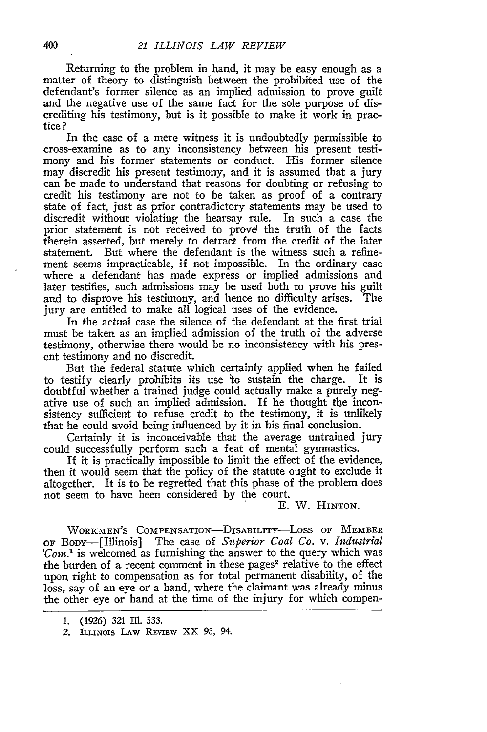Returning to the problem in hand, it may be easy enough as a matter of theory to distinguish between the prohibited use of the defendant's former silence as an implied admission to prove guilt and the negative use of the same fact for the sole purpose of discrediting his testimony, but is it possible to make it work in practice?

In the case of a mere witness it is undoubtedly permissible to cross-examine as to any inconsistency between his present testimony and his former statements or conduct. His former silence may discredit his present testimony, and it is assumed that a jury can be made to understand that reasons for doubting or refusing to credit his testimony are not to be taken as proof of a contrary state of fact, just as prior contradictory statements may be used to discredit without violating the hearsay rule. In such a case the prior statement is not received to prove the truth of the facts therein asserted, but merely to detract from the credit of the later statement. But where the defendant is the witness such a refinement seems impracticable, if not impossible. In the ordinary case where a defendant has made express or implied admissions and later testifies, such admissions may be used both to prove his guilt and to disprove his testimony, and hence no difficulty arises. The jury are entitled to make all logical uses of the evidence.

In the actual case the silence of the defendant at the first trial must be taken as an implied admission of the truth of the adverse testimony, otherwise there would be no inconsistency with his present testimony and no discredit.

But the federal statute which certainly applied when he failed to testify clearly prohibits its use to sustain the charge. It is doubtful whether a trained judge could actually make a purely negative use of such an implied admission. If he thought the inconsistency sufficient to refuse credit to the testimony, it is unlikely that he could avoid being influenced by it in his final conclusion.

Certainly it is inconceivable that the average untrained jury could successfully perform such a feat of mental gymnastics.

If it is practically impossible to limit the effect of the evidence, then it would seem that the policy of the statute ought to exclude it altogether. It is to be regretted that this phase of the problem does not seem to have been considered by the court.

E. W. HINTON.

WORKMEN'S COMPENSATION—DISABILITY—LOSS OF MEMBER OF BODY—[Illinois] The case of *Superior Coal Co.* v. *Industrial Com.*[1] is welcomed as furnishing the answer to the query which was the burden of a recent comment in these pages[2] relative to the effect upon right to compensation as for total permanent disability, of the loss, say of an eye or a hand, where the claimant was already minus the other eye or hand at the time of the injury for which compen-

1. (1926) 321 Ill. 533.

2. ILLINOIS LAW REVIEW XX 93, 94.